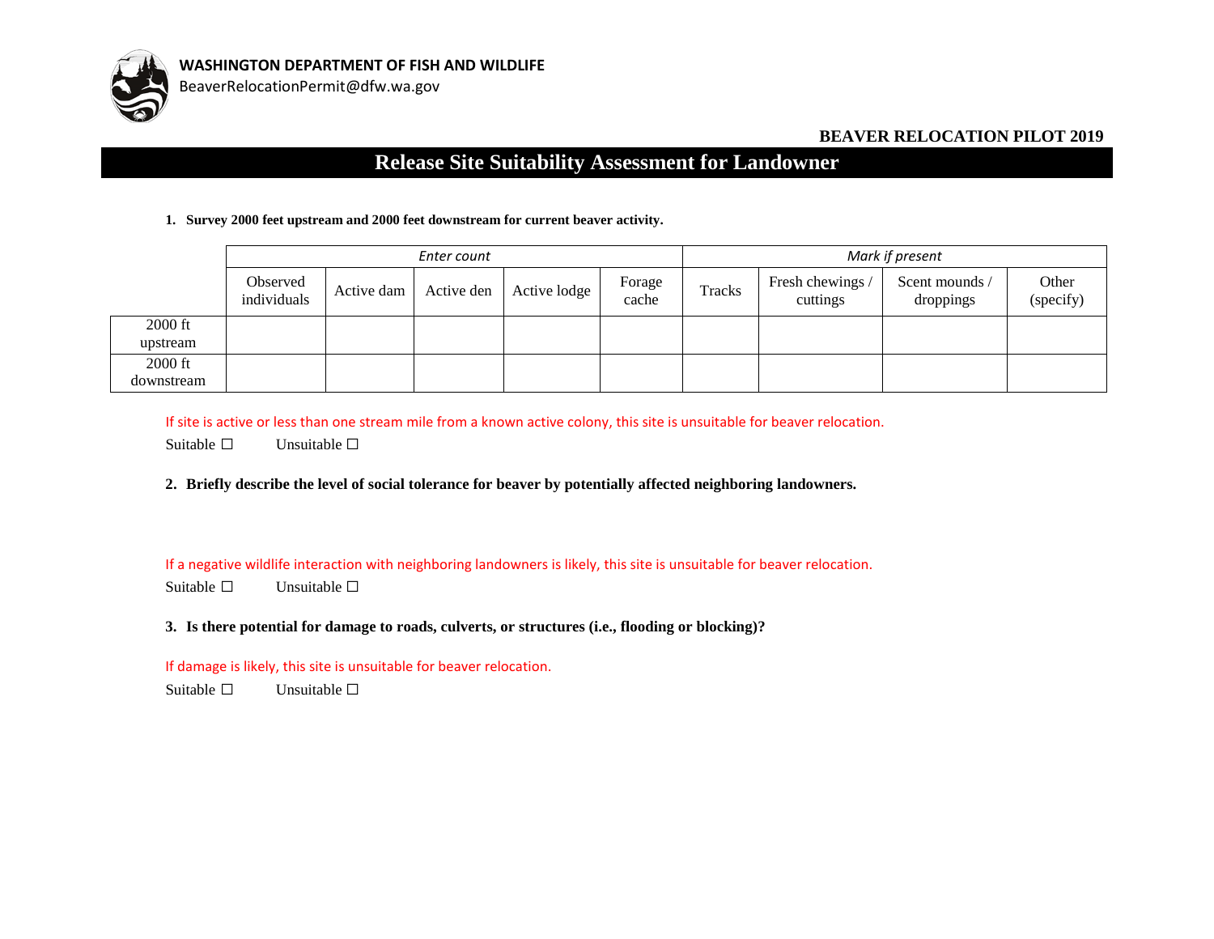**WASHINGTON DEPARTMENT OF FISH AND WILDLIFE**
BeaverRelocationPermit@dfw.wa.gov

**BEAVER RELOCATION PILOT 2019**

# Release Site Suitability Assessment for Landowner

1. **Survey 2000 feet upstream and 2000 feet downstream for current beaver activity.**

| | *Enter count* | | | | | *Mark if present* | | | |
|---|---|---|---|---|---|---|---|---|---|
| | Observed individuals | Active dam | Active den | Active lodge | Forage cache | Tracks | Fresh chewings / cuttings | Scent mounds / droppings | Other (specify) |
| 2000 ft upstream | | | | | | | | | |
| 2000 ft downstream | | | | | | | | | |

If site is active or less than one stream mile from a known active colony, this site is unsuitable for beaver relocation.

Suitable ☐ Unsuitable ☐

2. **Briefly describe the level of social tolerance for beaver by potentially affected neighboring landowners.**

If a negative wildlife interaction with neighboring landowners is likely, this site is unsuitable for beaver relocation.

Suitable ☐ Unsuitable ☐

3. **Is there potential for damage to roads, culverts, or structures (i.e., flooding or blocking)?**

If damage is likely, this site is unsuitable for beaver relocation.

Suitable ☐ Unsuitable ☐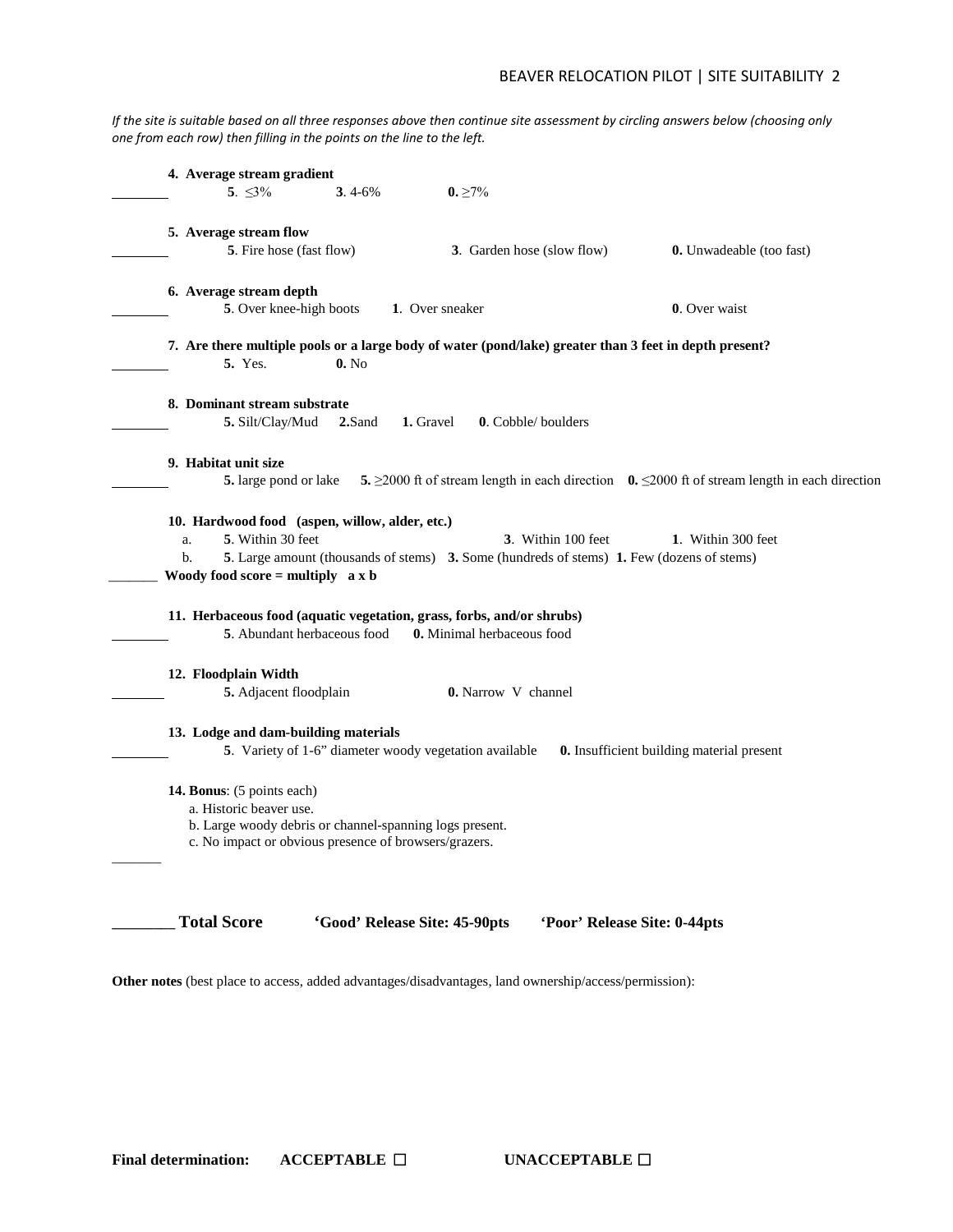*If the site is suitable based on all three responses above then continue site assessment by circling answers below (choosing only one from each row) then filling in the points on the line to the left.*

________ **4. Average stream gradient**
**5**. ≤3% **3**. 4-6% **0.** ≥7%

________ **5. Average stream flow**
**5**. Fire hose (fast flow) **3**. Garden hose (slow flow) **0.** Unwadeable (too fast)

________ **6. Average stream depth**
**5**. Over knee-high boots **1**. Over sneaker **0**. Over waist

________ **7. Are there multiple pools or a large body of water (pond/lake) greater than 3 feet in depth present?**
**5.** Yes. **0.** No

________ **8. Dominant stream substrate**
**5.** Silt/Clay/Mud **2.**Sand **1.** Gravel **0**. Cobble/ boulders

________ **9. Habitat unit size**
**5.** large pond or lake **5.** ≥2000 ft of stream length in each direction **0.** ≤2000 ft of stream length in each direction

**10. Hardwood food (aspen, willow, alder, etc.)**

a. **5**. Within 30 feet **3**. Within 100 feet **1**. Within 300 feet
b. **5**. Large amount (thousands of stems) **3.** Some (hundreds of stems) **1.** Few (dozens of stems)

________ **Woody food score = multiply a x b**

________ **11. Herbaceous food (aquatic vegetation, grass, forbs, and/or shrubs)**
**5**. Abundant herbaceous food **0.** Minimal herbaceous food

________ **12. Floodplain Width**
**5.** Adjacent floodplain **0.** Narrow V channel

________ **13. Lodge and dam-building materials**
**5**. Variety of 1-6" diameter woody vegetation available **0.** Insufficient building material present

**14. Bonus**: (5 points each)

a. Historic beaver use.
b. Large woody debris or channel-spanning logs present.
c. No impact or obvious presence of browsers/grazers.

________

________ **Total Score** **'Good' Release Site: 45-90pts** **'Poor' Release Site: 0-44pts**

**Other notes** (best place to access, added advantages/disadvantages, land ownership/access/permission):

**Final determination:** **ACCEPTABLE ☐** **UNACCEPTABLE ☐**